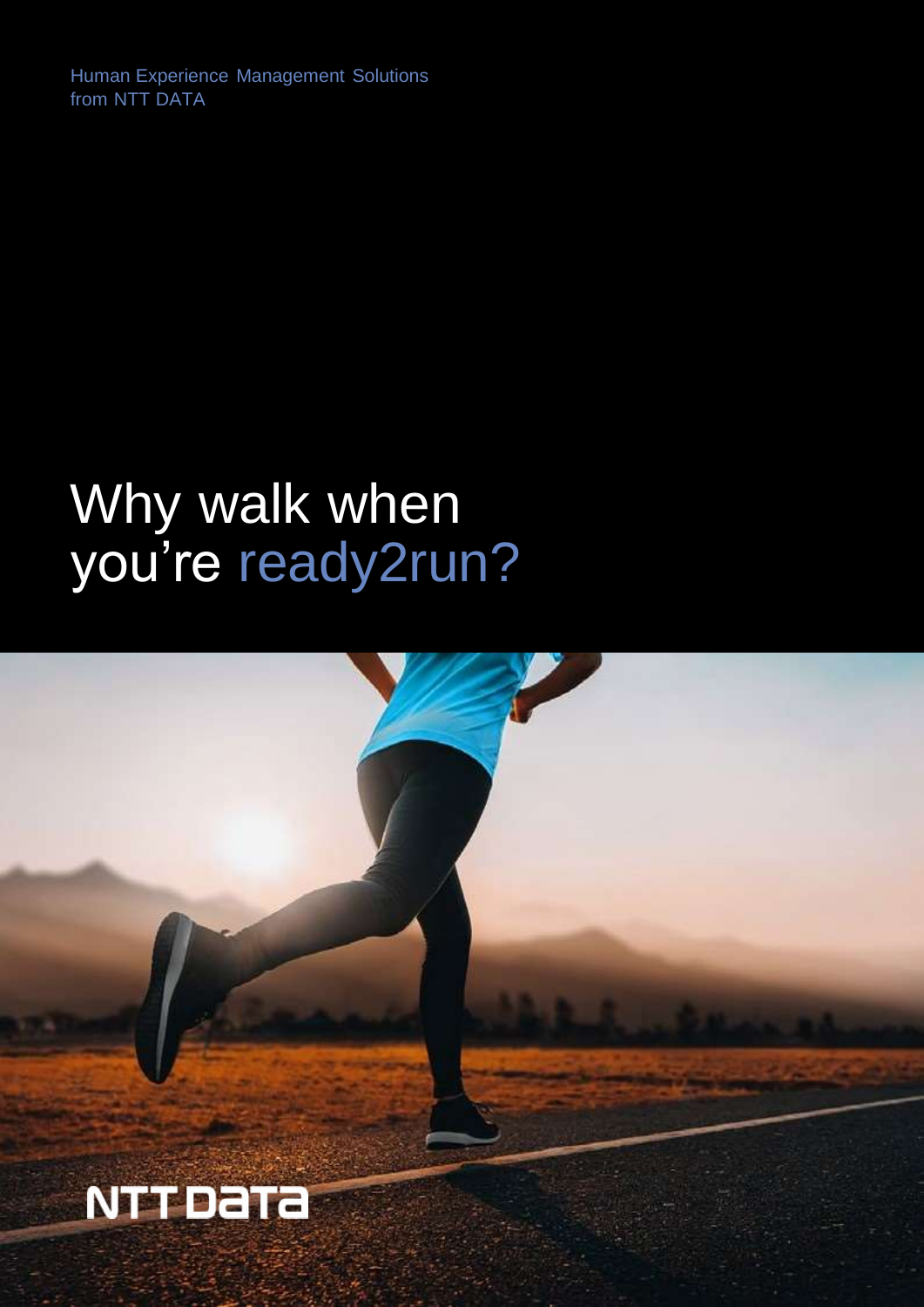Human Experience Management Solutions from NTT DATA

# Why walk when you're ready2run?

NTT DATA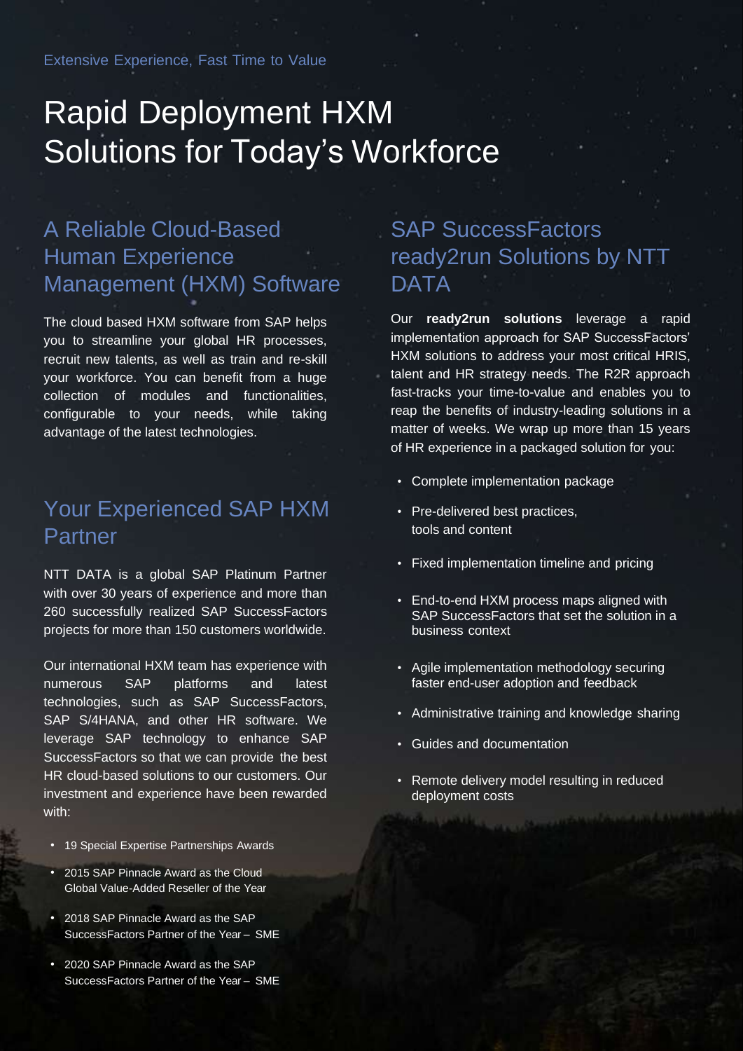Extensive Experience, Fast Time to Value

# Rapid Deployment HXM Solutions for Today's Workforce

## A Reliable Cloud-Based Human Experience Management (HXM) Software

The cloud based HXM software from SAP helps you to streamline your global HR processes, recruit new talents, as well as train and re-skill your workforce. You can benefit from a huge collection of modules and functionalities, configurable to your needs, while taking advantage of the latest technologies.

## Your Experienced SAP HXM Partner

NTT DATA is a global SAP Platinum Partner with over 30 years of experience and more than 260 successfully realized SAP SuccessFactors projects for more than 150 customers worldwide.

Our international HXM team has experience with numerous SAP platforms and latest technologies, such as SAP SuccessFactors, SAP S/4HANA, and other HR software. We leverage SAP technology to enhance SAP SuccessFactors so that we can provide the best HR cloud-based solutions to our customers. Our investment and experience have been rewarded with:

- 19 Special Expertise Partnerships Awards
- 2015 SAP Pinnacle Award as the Cloud Global Value-Added Reseller of the Year
- 2018 SAP Pinnacle Award as the SAP SuccessFactors Partner of the Year – SME
- 2020 SAP Pinnacle Award as the SAP SuccessFactors Partner of the Year – SME

## SAP SuccessFactors ready2run Solutions by NTT DATA

Our **ready2run solutions** leverage a rapid implementation approach for SAP SuccessFactors' HXM solutions to address your most critical HRIS, talent and HR strategy needs. The R2R approach fast-tracks your time-to-value and enables you to reap the benefits of industry-leading solutions in a matter of weeks. We wrap up more than 15 years of HR experience in a packaged solution for you:

- Complete implementation package
- Pre-delivered best practices, tools and content
- Fixed implementation timeline and pricing
- End-to-end HXM process maps aligned with SAP SuccessFactors that set the solution in a business context
- Agile implementation methodology securing faster end-user adoption and feedback
- Administrative training and knowledge sharing
- Guides and documentation
- Remote delivery model resulting in reduced deployment costs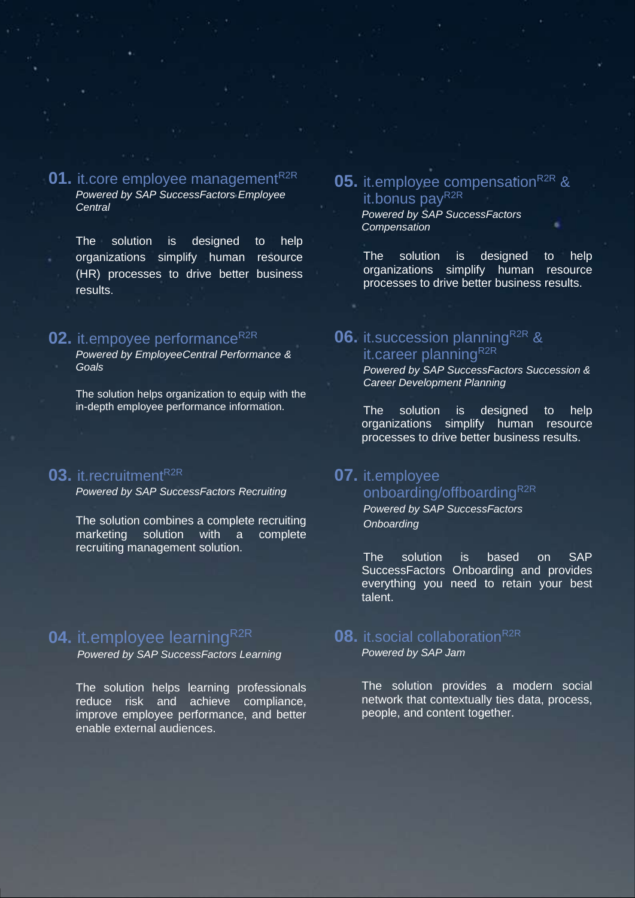## 01. it.core employee management[R2R]

*Powered by SAP SuccessFactors Employee Central*

The solution is designed to help organizations simplify human resource (HR) processes to drive better business results.

## 02. it.empoyee performance[R2R]

*Powered by EmployeeCentral Performance & Goals*

The solution helps organization to equip with the in-depth employee performance information.

## 03. it.recruitment[R2R]

*Powered by SAP SuccessFactors Recruiting*

The solution combines a complete recruiting marketing solution with a complete recruiting management solution.

## 04. it.employee learning[R2R]

*Powered by SAP SuccessFactors Learning*

The solution helps learning professionals reduce risk and achieve compliance, improve employee performance, and better enable external audiences.

## 05. it.employee compensation[R2R] & it.bonus pay[R2R]

*Powered by SAP SuccessFactors Compensation*

The solution is designed to help organizations simplify human resource processes to drive better business results.

## 06. it.succession planning[R2R] & it.career planning[R2R]

*Powered by SAP SuccessFactors Succession & Career Development Planning*

The solution is designed to help organizations simplify human resource processes to drive better business results.

## 07. it.employee onboarding/offboarding[R2R]

*Powered by SAP SuccessFactors Onboarding*

The solution is based on SAP SuccessFactors Onboarding and provides everything you need to retain your best talent.

## 08. it.social collaboration[R2R]

*Powered by SAP Jam*

The solution provides a modern social network that contextually ties data, process, people, and content together.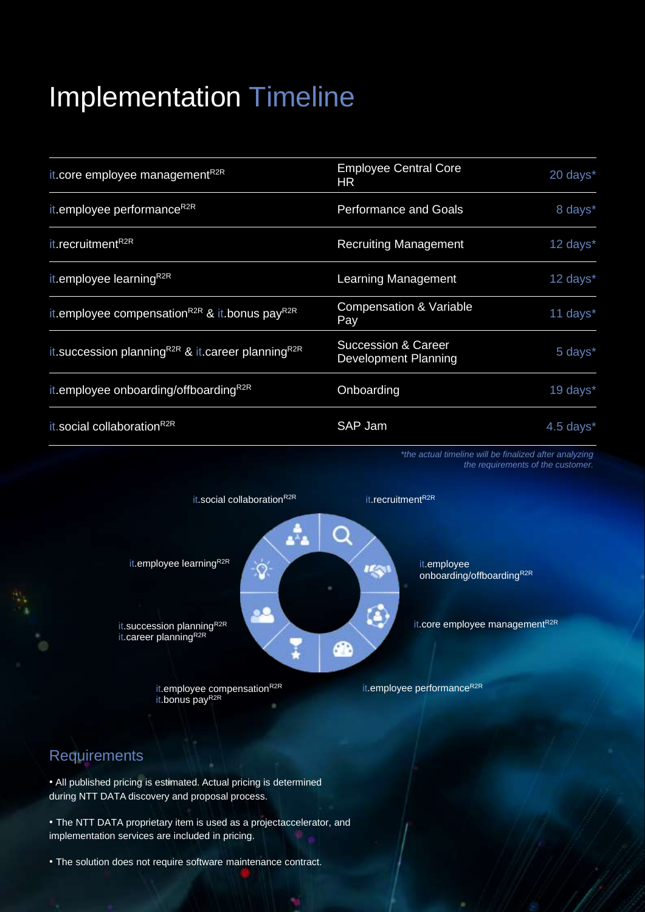# Implementation Timeline

| | | |
|---|---|---|
| it.core employee management[R2R] | Employee Central Core HR | 20 days* |
| it.employee performance[R2R] | Performance and Goals | 8 days* |
| it.recruitment[R2R] | Recruiting Management | 12 days* |
| it.employee learning[R2R] | Learning Management | 12 days* |
| it.employee compensation[R2R] & it.bonus pay[R2R] | Compensation & Variable Pay | 11 days* |
| it.succession planning[R2R] & it.career planning[R2R] | Succession & Career Development Planning | 5 days* |
| it.employee onboarding/offboarding[R2R] | Onboarding | 19 days* |
| it.social collaboration[R2R] | SAP Jam | 4.5 days* |

*\*the actual timeline will be finalized after analyzing the requirements of the customer.*

it.social collaboration[R2R]
it.recruitment[R2R]
it.employee learning[R2R]
it.employee onboarding/offboarding[R2R]
it.succession planning[R2R]
it.career planning[R2R]
it.core employee management[R2R]
it.employee compensation[R2R]
it.bonus pay[R2R]
it.employee performance[R2R]

## Requirements

- All published pricing is estimated. Actual pricing is determined during NTT DATA discovery and proposal process.
- The NTT DATA proprietary item is used as a projectaccelerator, and implementation services are included in pricing.
- The solution does not require software maintenance contract.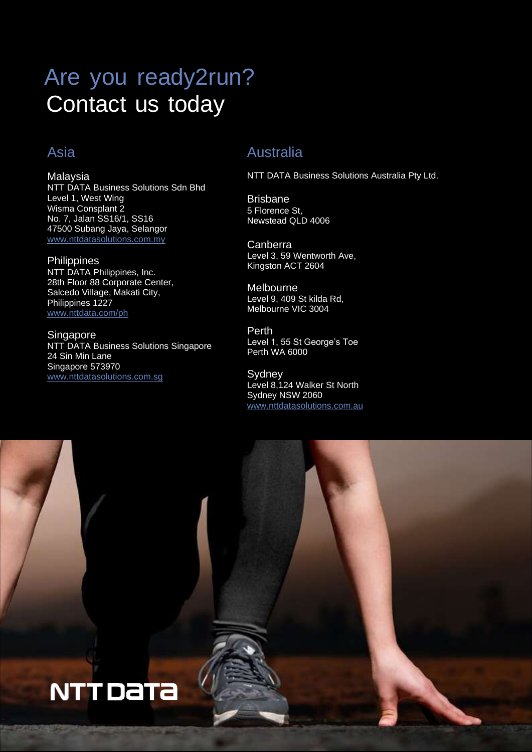# Are you ready2run?
# Contact us today

## Asia

### Malaysia
NTT DATA Business Solutions Sdn Bhd
Level 1, West Wing
Wisma Consplant 2
No. 7, Jalan SS16/1, SS16
47500 Subang Jaya, Selangor
www.nttdatasolutions.com.my

### Philippines
NTT DATA Philippines, Inc.
28th Floor 88 Corporate Center,
Salcedo Village, Makati City,
Philippines 1227
www.nttdata.com/ph

### Singapore
NTT DATA Business Solutions Singapore
24 Sin Min Lane
Singapore 573970
www.nttdatasolutions.com.sg

## Australia

NTT DATA Business Solutions Australia Pty Ltd.

### Brisbane
5 Florence St,
Newstead QLD 4006

### Canberra
Level 3, 59 Wentworth Ave,
Kingston ACT 2604

### Melbourne
Level 9, 409 St kilda Rd,
Melbourne VIC 3004

### Perth
Level 1, 55 St George's Toe
Perth WA 6000

### Sydney
Level 8,124 Walker St North
Sydney NSW 2060
www.nttdatasolutions.com.au

NTT DATA